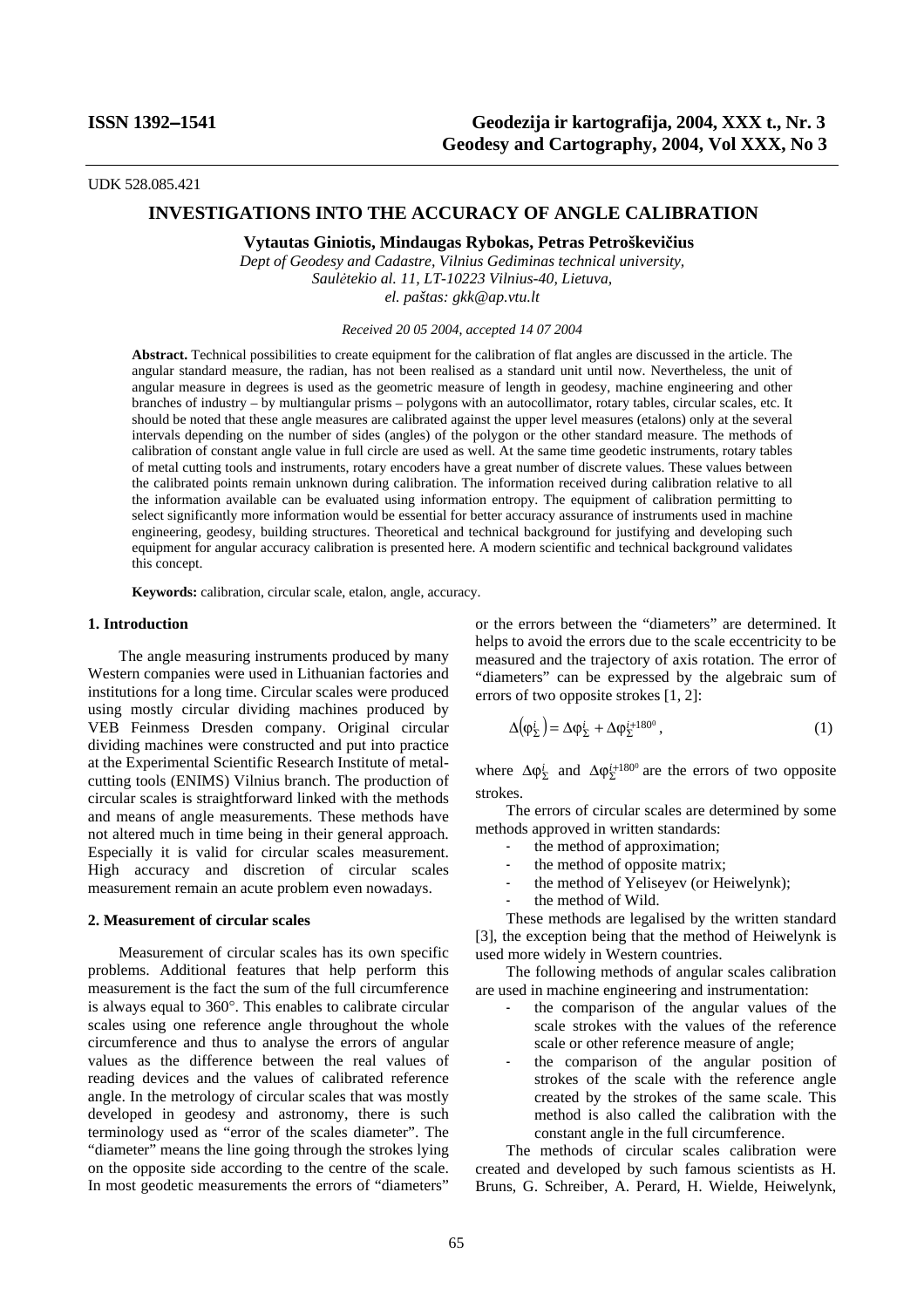UDK 528.085.421

# INVESTIGATIONS INTO THE ACCURACY OF ANGLE CALIBRATION

**Vytautas Giniotis, Mindaugas Rybokas, Petras Petroškevičius**

*Dept of Geodesy and Cadastre, Vilnius Gediminas technical university, Saulėtekio al. 11, LT-10223 Vilnius-40, Lietuva, el. paštas: gkk@ap.vtu.lt*

*Received 20 05 2004, accepted 14 07 2004*

**Abstract.** Technical possibilities to create equipment for the calibration of flat angles are discussed in the article. The angular standard measure, the radian, has not been realised as a standard unit until now. Nevertheless, the unit of angular measure in degrees is used as the geometric measure of length in geodesy, machine engineering and other branches of industry – by multiangular prisms – polygons with an autocollimator, rotary tables, circular scales, etc. It should be noted that these angle measures are calibrated against the upper level measures (etalons) only at the several intervals depending on the number of sides (angles) of the polygon or the other standard measure. The methods of calibration of constant angle value in full circle are used as well. At the same time geodetic instruments, rotary tables of metal cutting tools and instruments, rotary encoders have a great number of discrete values. These values between the calibrated points remain unknown during calibration. The information received during calibration relative to all the information available can be evaluated using information entropy. The equipment of calibration permitting to select significantly more information would be essential for better accuracy assurance of instruments used in machine engineering, geodesy, building structures. Theoretical and technical background for justifying and developing such equipment for angular accuracy calibration is presented here. A modern scientific and technical background validates this concept.

**Keywords:** calibration, circular scale, etalon, angle, accuracy.

## 1. Introduction

The angle measuring instruments produced by many Western companies were used in Lithuanian factories and institutions for a long time. Circular scales were produced using mostly circular dividing machines produced by VEB Feinmess Dresden company. Original circular dividing machines were constructed and put into practice at the Experimental Scientific Research Institute of metal-cutting tools (ENIMS) Vilnius branch. The production of circular scales is straightforward linked with the methods and means of angle measurements. These methods have not altered much in time being in their general approach. Especially it is valid for circular scales measurement. High accuracy and discretion of circular scales measurement remain an acute problem even nowadays.

## 2. Measurement of circular scales

Measurement of circular scales has its own specific problems. Additional features that help perform this measurement is the fact the sum of the full circumference is always equal to 360°. This enables to calibrate circular scales using one reference angle throughout the whole circumference and thus to analyse the errors of angular values as the difference between the real values of reading devices and the values of calibrated reference angle. In the metrology of circular scales that was mostly developed in geodesy and astronomy, there is such terminology used as "error of the scales diameter". The "diameter" means the line going through the strokes lying on the opposite side according to the centre of the scale. In most geodetic measurements the errors of "diameters" or the errors between the "diameters" are determined. It helps to avoid the errors due to the scale eccentricity to be measured and the trajectory of axis rotation. The error of "diameters" can be expressed by the algebraic sum of errors of two opposite strokes [1, 2]:

$$\Delta\left(\varphi_{\Sigma}^{i}\right) = \Delta\varphi_{\Sigma}^{i} + \Delta\varphi_{\Sigma}^{i+180^{0}}, \qquad (1)$$

where $\Delta\varphi_{\Sigma}^{i}$ and $\Delta\varphi_{\Sigma}^{i+180^{0}}$ are the errors of two opposite strokes.

The errors of circular scales are determined by some methods approved in written standards:

- the method of approximation;
- the method of opposite matrix;
- the method of Yeliseyev (or Heiwelynk);
- the method of Wild.

These methods are legalised by the written standard [3], the exception being that the method of Heiwelynk is used more widely in Western countries.

The following methods of angular scales calibration are used in machine engineering and instrumentation:

- the comparison of the angular values of the scale strokes with the values of the reference scale or other reference measure of angle;
- the comparison of the angular position of strokes of the scale with the reference angle created by the strokes of the same scale. This method is also called the calibration with the constant angle in the full circumference.

The methods of circular scales calibration were created and developed by such famous scientists as H. Bruns, G. Schreiber, A. Perard, H. Wielde, Heiwelynk,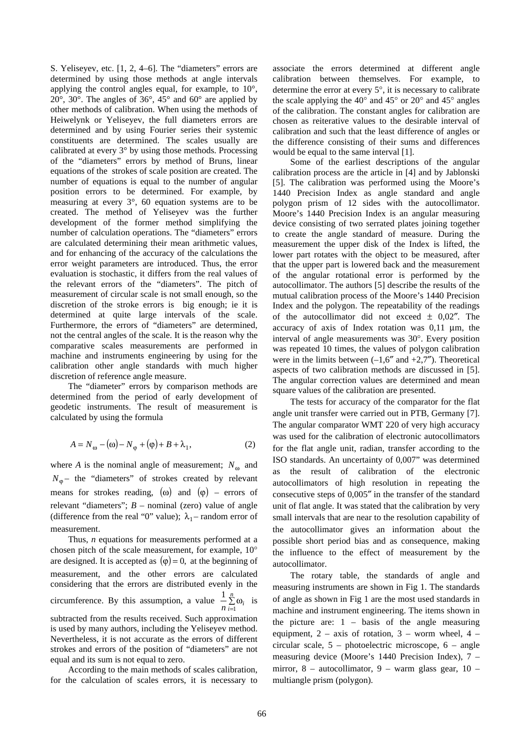S. Yeliseyev, etc. [1, 2, 4–6]. The "diameters" errors are determined by using those methods at angle intervals applying the control angles equal, for example, to 10°, 20°, 30°. The angles of 36°, 45° and 60° are applied by other methods of calibration. When using the methods of Heiwelynk or Yeliseyev, the full diameters errors are determined and by using Fourier series their systemic constituents are determined. The scales usually are calibrated at every 3° by using those methods. Processing of the "diameters" errors by method of Bruns, linear equations of the strokes of scale position are created. The number of equations is equal to the number of angular position errors to be determined. For example, by measuring at every 3°, 60 equation systems are to be created. The method of Yeliseyev was the further development of the former method simplifying the number of calculation operations. The "diameters" errors are calculated determining their mean arithmetic values, and for enhancing of the accuracy of the calculations the error weight parameters are introduced. Thus, the error evaluation is stochastic, it differs from the real values of the relevant errors of the "diameters". The pitch of measurement of circular scale is not small enough, so the discretion of the stroke errors is big enough; ie it is determined at quite large intervals of the scale. Furthermore, the errors of "diameters" are determined, not the central angles of the scale. It is the reason why the comparative scales measurements are performed in machine and instruments engineering by using for the calibration other angle standards with much higher discretion of reference angle measure.

The "diameter" errors by comparison methods are determined from the period of early development of geodetic instruments. The result of measurement is calculated by using the formula

$$A = N_{\omega} - (\omega) - N_{\varphi} + (\varphi) + B + \lambda_1, \qquad (2)$$

where $A$ is the nominal angle of measurement; $N_{\omega}$ and $N_{\varphi}$ – the "diameters" of strokes created by relevant means for strokes reading, $(\omega)$ and $(\varphi)$ – errors of relevant "diameters"; $B$ – nominal (zero) value of angle (difference from the real "0" value); $\lambda_1$ – random error of measurement.

Thus, $n$ equations for measurements performed at a chosen pitch of the scale measurement, for example, 10° are designed. It is accepted as $(\varphi) = 0$, at the beginning of measurement, and the other errors are calculated considering that the errors are distributed evenly in the circumference. By this assumption, a value $\frac{1}{n}\sum_{i=1}^{n}\omega_i$ is subtracted from the results received. Such approximation is used by many authors, including the Yeliseyev method. Nevertheless, it is not accurate as the errors of different strokes and errors of the position of "diameters" are not equal and its sum is not equal to zero.

According to the main methods of scales calibration, for the calculation of scales errors, it is necessary to associate the errors determined at different angle calibration between themselves. For example, to determine the error at every 5°, it is necessary to calibrate the scale applying the 40° and 45° or 20° and 45° angles of the calibration. The constant angles for calibration are chosen as reiterative values to the desirable interval of calibration and such that the least difference of angles or the difference consisting of their sums and differences would be equal to the same interval [1].

Some of the earliest descriptions of the angular calibration process are the article in [4] and by Jablonski [5]. The calibration was performed using the Moore's 1440 Precision Index as angle standard and angle polygon prism of 12 sides with the autocollimator. Moore's 1440 Precision Index is an angular measuring device consisting of two serrated plates joining together to create the angle standard of measure. During the measurement the upper disk of the Index is lifted, the lower part rotates with the object to be measured, after that the upper part is lowered back and the measurement of the angular rotational error is performed by the autocollimator. The authors [5] describe the results of the mutual calibration process of the Moore's 1440 Precision Index and the polygon. The repeatability of the readings of the autocollimator did not exceed ± 0,02″. The accuracy of axis of Index rotation was 0,11 μm, the interval of angle measurements was 30°. Every position was repeated 10 times, the values of polygon calibration were in the limits between (–1,6″ and +2,7″). Theoretical aspects of two calibration methods are discussed in [5]. The angular correction values are determined and mean square values of the calibration are presented.

The tests for accuracy of the comparator for the flat angle unit transfer were carried out in PTB, Germany [7]. The angular comparator WMT 220 of very high accuracy was used for the calibration of electronic autocollimators for the flat angle unit, radian, transfer according to the ISO standards. An uncertainty of 0,007" was determined as the result of calibration of the electronic autocollimators of high resolution in repeating the consecutive steps of 0,005″ in the transfer of the standard unit of flat angle. It was stated that the calibration by very small intervals that are near to the resolution capability of the autocollimator gives an information about the possible short period bias and as consequence, making the influence to the effect of measurement by the autocollimator.

The rotary table, the standards of angle and measuring instruments are shown in Fig 1. The standards of angle as shown in Fig 1 are the most used standards in machine and instrument engineering. The items shown in the picture are: 1 – basis of the angle measuring equipment, 2 – axis of rotation, 3 – worm wheel, 4 – circular scale, 5 – photoelectric microscope, 6 – angle measuring device (Moore's 1440 Precision Index), 7 – mirror, 8 – autocollimator, 9 – warm glass gear, 10 – multiangle prism (polygon).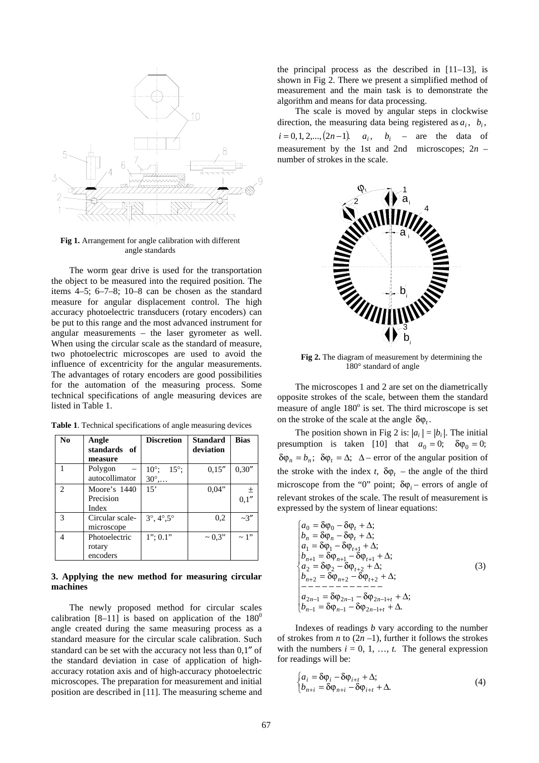**Fig 1.** Arrangement for angle calibration with different angle standards

The worm gear drive is used for the transportation the object to be measured into the required position. The items 4–5; 6–7–8; 10–8 can be chosen as the standard measure for angular displacement control. The high accuracy photoelectric transducers (rotary encoders) can be put to this range and the most advanced instrument for angular measurements – the laser gyrometer as well. When using the circular scale as the standard of measure, two photoelectric microscopes are used to avoid the influence of excentricity for the angular measurements. The advantages of rotary encoders are good possibilities for the automation of the measuring process. Some technical specifications of angle measuring devices are listed in Table 1.

**Table 1**. Technical specifications of angle measuring devices

| No | Angle standards of measure | Discretion | Standard deviation | Bias |
|---|---|---|---|---|
| 1 | Polygon – autocollimator | 10°; 15°; 30°,… | 0,15″ | 0,30″ |
| 2 | Moore's 1440 Precision Index | 15' | 0,04" | ± 0,1″ |
| 3 | Circular scale-microscope | 3°, 4°,5° | 0,2 | ~3″ |
| 4 | Photoelectric rotary encoders | 1"; 0.1" | ~ 0,3" | ~ 1" |

## 3. Applying the new method for measuring circular machines

The newly proposed method for circular scales calibration [8–11] is based on application of the $180^0$ angle created during the same measuring process as a standard measure for the circular scale calibration. Such standard can be set with the accuracy not less than 0,1″ of the standard deviation in case of application of high-accuracy rotation axis and of high-accuracy photoelectric microscopes. The preparation for measurement and initial position are described in [11]. The measuring scheme and the principal process as the described in [11–13], is shown in Fig 2. There we present a simplified method of measurement and the main task is to demonstrate the algorithm and means for data processing.

The scale is moved by angular steps in clockwise direction, the measuring data being registered as $a_i$, $b_i$, $i = 0, 1, 2,..., (2n-1)$. $a_i$, $b_i$ – are the data of measurement by the 1st and 2nd microscopes; $2n$ – number of strokes in the scale.

**Fig 2.** The diagram of measurement by determining the 180° standard of angle

The microscopes 1 and 2 are set on the diametrically opposite strokes of the scale, between them the standard measure of angle 180° is set. The third microscope is set on the stroke of the scale at the angle $\delta\varphi_t$.

The position shown in Fig 2 is: $|a_i| = |b_i|$. The initial presumption is taken [10] that $a_0 = 0$; $\delta\varphi_0 = 0$; $\delta\varphi_n = b_n$; $\delta\varphi_t = \Delta$; $\Delta$ – error of the angular position of the stroke with the index $t$, $\delta\varphi_t$ – the angle of the third microscope from the "0" point; $\delta\varphi_i$ – errors of angle of relevant strokes of the scale. The result of measurement is expressed by the system of linear equations:

$$
\begin{cases}
a_0 = \delta\varphi_0 - \delta\varphi_t + \Delta; \\
b_n = \delta\varphi_n - \delta\varphi_t + \Delta; \\
a_1 = \delta\varphi_1 - \delta\varphi_{t+1} + \Delta; \\
b_{n+1} = \delta\varphi_{n+1} - \delta\varphi_{t+1} + \Delta; \\
a_2 = \delta\varphi_2 - \delta\varphi_{t+2} + \Delta; \\
b_{n+2} = \delta\varphi_{n+2} - \delta\varphi_{t+2} + \Delta; \\
------------ \\
a_{2n-1} = \delta\varphi_{2n-1} - \delta\varphi_{2n-1+t} + \Delta; \\
b_{n-1} = \delta\varphi_{n-1} - \delta\varphi_{2n-1+t} + \Delta.
\end{cases} \tag{3}
$$

Indexes of readings $b$ vary according to the number of strokes from $n$ to $(2n-1)$, further it follows the strokes with the numbers $i = 0, 1, \ldots, t$. The general expression for readings will be:

$$
\begin{cases}
a_i = \delta\varphi_i - \delta\varphi_{i+t} + \Delta; \\
b_{n+i} = \delta\varphi_{n+i} - \delta\varphi_{i+t} + \Delta.
\end{cases} \tag{4}
$$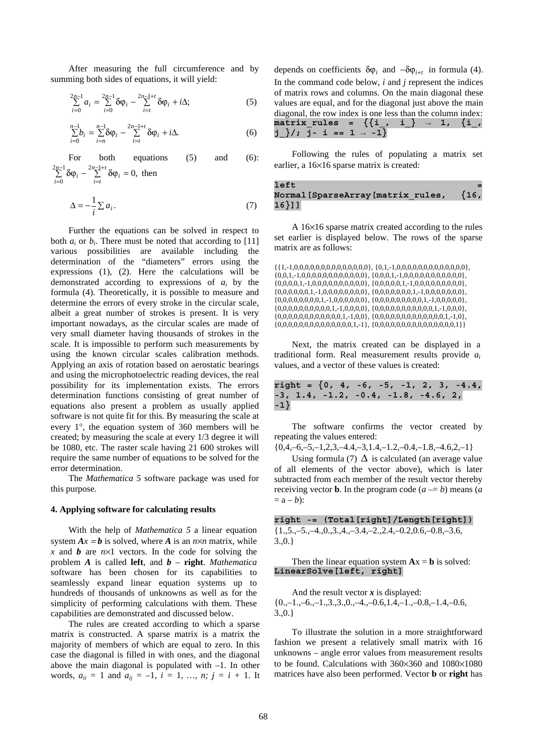After measuring the full circumference and by summing both sides of equations, it will yield:

$$\sum_{i=0}^{2n-1} a_i = \sum_{i=0}^{2n-1} \delta\varphi_i - \sum_{i=t}^{2n-1+t} \delta\varphi_i + i\Delta; \tag{5}$$

$$\sum_{i=0}^{n-1} b_i = \sum_{i=n}^{n-1} \delta\varphi_i - \sum_{i=t}^{2n-1+t} \delta\varphi_i + i\Delta. \tag{6}$$

For both equations (5) and (6): $\sum_{i=0}^{2n-1} \delta\varphi_i - \sum_{i=t}^{2n-1+t} \delta\varphi_i = 0$, then

$$\Delta = -\frac{1}{i}\sum a_i. \tag{7}$$

Further the equations can be solved in respect to both $a_i$ or $b_i$. There must be noted that according to [11] various possibilities are available including the determination of the "diameters" errors using the expressions (1), (2). Here the calculations will be demonstrated according to expressions of $a_i$ by the formula (4). Theoretically, it is possible to measure and determine the errors of every stroke in the circular scale, albeit a great number of strokes is present. It is very important nowadays, as the circular scales are made of very small diameter having thousands of strokes in the scale. It is impossible to perform such measurements by using the known circular scales calibration methods. Applying an axis of rotation based on aerostatic bearings and using the microphotoelectric reading devices, the real possibility for its implementation exists. The errors determination functions consisting of great number of equations also present a problem as usually applied software is not quite fit for this. By measuring the scale at every 1°, the equation system of 360 members will be created; by measuring the scale at every 1/3 degree it will be 1080, etc. The raster scale having 21 600 strokes will require the same number of equations to be solved for the error determination.

The *Mathematica 5* software package was used for this purpose.

## 4. Applying software for calculating results

With the help of *Mathematica 5* a linear equation system $\boldsymbol{A}x = \boldsymbol{b}$ is solved, where $\boldsymbol{A}$ is an $n \times n$ matrix, while $x$ and $\boldsymbol{b}$ are $n \times 1$ vectors. In the code for solving the problem $\boldsymbol{A}$ is called **left**, and $\boldsymbol{b}$ – **right**. *Mathematica* software has been chosen for its capabilities to seamlessly expand linear equation systems up to hundreds of thousands of unknowns as well as for the simplicity of performing calculations with them. These capabilities are demonstrated and discussed below.

The rules are created according to which a sparse matrix is constructed. A sparse matrix is a matrix the majority of members of which are equal to zero. In this case the diagonal is filled in with ones, and the diagonal above the main diagonal is populated with –1. In other words, $a_{ii} = 1$ and $a_{ij} = -1$, $i = 1, \ldots, n;$ $j = i + 1$. It depends on coefficients $\delta\varphi_i$ and $-\delta\varphi_{i+t}$ in formula (4). In the command code below, $i$ and $j$ represent the indices of matrix rows and columns. On the main diagonal these values are equal, and for the diagonal just above the main diagonal, the row index is one less than the column index:

```
matrix_rules = {{i_, i_} → 1, {i_, j_}/; j- i == 1 → -1}
```

Following the rules of populating a matrix set earlier, a 16×16 sparse matrix is created:

```
left = Normal[SparseArray[matrix_rules, {16, 16}]]
```

A 16×16 sparse matrix created according to the rules set earlier is displayed below. The rows of the sparse matrix are as follows:

{{1,-1,0,0,0,0,0,0,0,0,0,0,0,0,0,0}, {0,1,-1,0,0,0,0,0,0,0,0,0,0,0,0,0}, {0,0,1,-1,0,0,0,0,0,0,0,0,0,0,0,0}, {0,0,0,1,-1,0,0,0,0,0,0,0,0,0,0,0}, {0,0,0,0,1,-1,0,0,0,0,0,0,0,0,0,0}, {0,0,0,0,0,1,-1,0,0,0,0,0,0,0,0,0}, {0,0,0,0,0,0,1,-1,0,0,0,0,0,0,0,0}, {0,0,0,0,0,0,0,1,-1,0,0,0,0,0,0,0}, {0,0,0,0,0,0,0,0,1,-1,0,0,0,0,0,0}, {0,0,0,0,0,0,0,0,0,1,-1,0,0,0,0,0}, {0,0,0,0,0,0,0,0,0,0,1,-1,0,0,0,0}, {0,0,0,0,0,0,0,0,0,0,0,1,-1,0,0,0}, {0,0,0,0,0,0,0,0,0,0,0,0,1,-1,0,0}, {0,0,0,0,0,0,0,0,0,0,0,0,0,1,-1,0}, {0,0,0,0,0,0,0,0,0,0,0,0,0,0,1,-1}, {0,0,0,0,0,0,0,0,0,0,0,0,0,0,0,1}}

Next, the matrix created can be displayed in a traditional form. Real measurement results provide $a_i$ values, and a vector of these values is created:

```
right = {0, 4, -6, -5, -1, 2, 3, -4.4, -3, 1.4, -1.2, -0.4, -1.8, -4.6, 2, -1}
```

The software confirms the vector created by repeating the values entered:

{0,4,–6,–5,–1,2,3,–4.4,–3,1.4,–1.2,–0.4,–1.8,–4.6,2,–1}

Using formula (7) $\Delta$ is calculated (an average value of all elements of the vector above), which is later subtracted from each member of the result vector thereby receiving vector **b**. In the program code ($a$ –= $b$) means ($a$ = a – $b$):

```
right -= (Total[right]/Length[right])
```

{1.,5.,–5.,–4.,0.,3.,4.,–3.4,–2.,2.4,–0.2,0.6,–0.8,–3.6, 3.,0.}

Then the linear equation system **A**x = **b** is solved:

```
LinearSolve[left, right]
```

And the result vector $\boldsymbol{x}$ is displayed:

{0.,–1.,–6.,–1.,3.,3.,0.,–4.,–0.6,1.4,–1.,–0.8,–1.4,–0.6, 3.,0.}

To illustrate the solution in a more straightforward fashion we present a relatively small matrix with 16 unknowns – angle error values from measurement results to be found. Calculations with 360×360 and 1080×1080 matrices have also been performed. Vector **b** or **right** has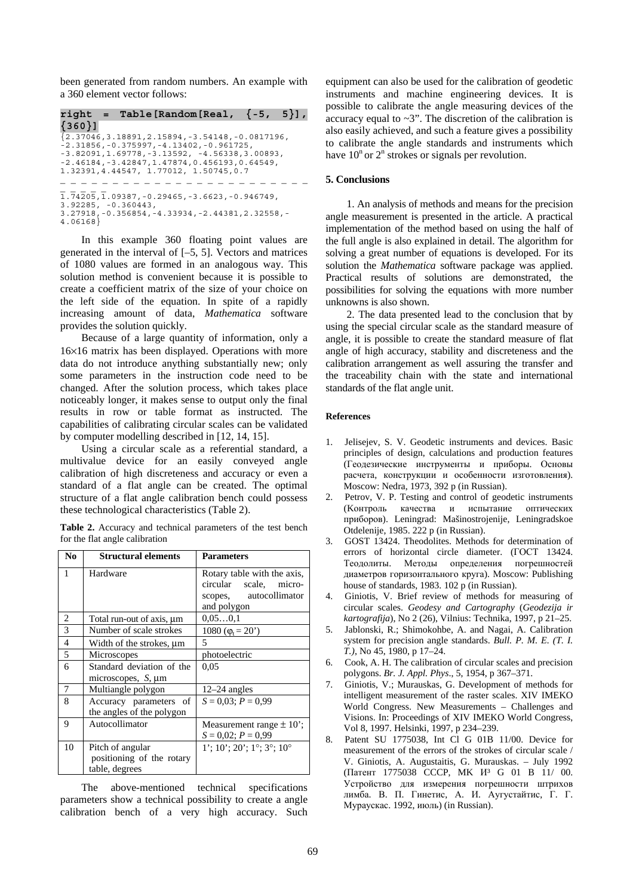been generated from random numbers. An example with a 360 element vector follows:

```
right = Table[Random[Real, {-5, 5}], {360}]
{2.37046,3.18891,2.15894,-3.54148,-0.0817196,
-2.31856,-0.375997,-4.13402,-0.961725,
-3.82091,1.69778,-3.13592, -4.56338,3.00893,
-2.46184,-3.42847,1.47874,0.456193,0.64549,
1.32391,4.44547, 1.77012, 1.50745,0.7
_ _ _ _ _ _ _ _ _ _ _ _ _ _ _ _ _ _ _ _ _ _ _ _
1.74205,1.09387,-0.29465,-3.6623,-0.946749,
3.92285, -0.360443,
3.27918,-0.356854,-4.33934,-2.44381,2.32558,-
4.06168}
```

In this example 360 floating point values are generated in the interval of [–5, 5]. Vectors and matrices of 1080 values are formed in an analogous way. This solution method is convenient because it is possible to create a coefficient matrix of the size of your choice on the left side of the equation. In spite of a rapidly increasing amount of data, *Mathematica* software provides the solution quickly.

Because of a large quantity of information, only a 16×16 matrix has been displayed. Operations with more data do not introduce anything substantially new; only some parameters in the instruction code need to be changed. After the solution process, which takes place noticeably longer, it makes sense to output only the final results in row or table format as instructed. The capabilities of calibrating circular scales can be validated by computer modelling described in [12, 14, 15].

Using a circular scale as a referential standard, a multivalue device for an easily conveyed angle calibration of high discreteness and accuracy or even a standard of a flat angle can be created. The optimal structure of a flat angle calibration bench could possess these technological characteristics (Table 2).

**Table 2.** Accuracy and technical parameters of the test bench for the flat angle calibration

| No | Structural elements | Parameters |
|---|---|---|
| 1 | Hardware | Rotary table with the axis, circular scale, microscopes, autocollimator and polygon |
| 2 | Total run-out of axis, μm | 0,05…0,1 |
| 3 | Number of scale strokes | 1080 ($\varphi_t$ = 20’) |
| 4 | Width of the strokes, μm | 5 |
| 5 | Microscopes | photoelectric |
| 6 | Standard deviation of the microscopes, *S*, μm | 0,05 |
| 7 | Multiangle polygon | 12–24 angles |
| 8 | Accuracy parameters of the angles of the polygon | $S = 0{,}03$; $P = 0{,}99$ |
| 9 | Autocollimator | Measurement range ± 10’; $S = 0{,}02$; $P = 0{,}99$ |
| 10 | Pitch of angular positioning of the rotary table, degrees | 1’; 10’; 20’; 1°; 3°; 10° |

The above-mentioned technical specifications parameters show a technical possibility to create a angle calibration bench of a very high accuracy. Such equipment can also be used for the calibration of geodetic instruments and machine engineering devices. It is possible to calibrate the angle measuring devices of the accuracy equal to ~3”. The discretion of the calibration is also easily achieved, and such a feature gives a possibility to calibrate the angle standards and instruments which have $10^n$ or $2^n$ strokes or signals per revolution.

## 5. Conclusions

1. An analysis of methods and means for the precision angle measurement is presented in the article. A practical implementation of the method based on using the half of the full angle is also explained in detail. The algorithm for solving a great number of equations is developed. For its solution the *Mathematica* software package was applied. Practical results of solutions are demonstrated, the possibilities for solving the equations with more number unknowns is also shown.

2. The data presented lead to the conclusion that by using the special circular scale as the standard measure of angle, it is possible to create the standard measure of flat angle of high accuracy, stability and discreteness and the calibration arrangement as well assuring the transfer and the traceability chain with the state and international standards of the flat angle unit.

### References

1. Jelisejev, S. V. Geodetic instruments and devices. Basic principles of design, calculations and production features (Геодезические инструменты и приборы. Основы расчета, конструкции и особенности изготовления). Moscow: Nedra, 1973, 392 p (in Russian).
2. Petrov, V. P. Testing and control of geodetic instruments (Контроль качества и испытание оптических приборов). Leningrad: Mašinostrojenije, Leningradskoe Otdelenije, 1985. 222 p (in Russian).
3. GOST 13424. Theodolites. Methods for determination of errors of horizontal circle diameter. (ГОСТ 13424. Теодолиты. Методы определения погрешностей диаметров горизонтального круга). Moscow: Publishing house of standards, 1983. 102 p (in Russian).
4. Giniotis, V. Brief review of methods for measuring of circular scales. *Geodesy and Cartography* (*Geodezija ir kartografija*), No 2 (26), Vilnius: Technika, 1997, p 21–25.
5. Jablonski, R.; Shimokohbe, A. and Nagai, A. Calibration system for precision angle standards. *Bull. P. M. E. (T. I. T.)*, No 45, 1980, p 17–24.
6. Cook, A. H. The calibration of circular scales and precision polygons. *Br. J. Appl. Phys*., 5, 1954, p 367–371.
7. Giniotis, V.; Murauskas, G. Development of methods for intelligent measurement of the raster scales. XIV IMEKO World Congress. New Measurements – Challenges and Visions. In: Proceedings of XIV IMEKO World Congress, Vol 8, 1997. Helsinki, 1997, p 234–239.
8. Patent SU 1775038, Int Cl G 01B 11/00. Device for measurement of the errors of the strokes of circular scale / V. Giniotis, A. Augustaitis, G. Murauskas. – July 1992 (Патент 1775038 СССР, МК И³ G 01 B 11/ 00. Устройство для измерения погрешности штрихов лимба. В. П. Гинетис, А. И. Аугустайтис, Г. Г. Мураускас. 1992, июль) (in Russian).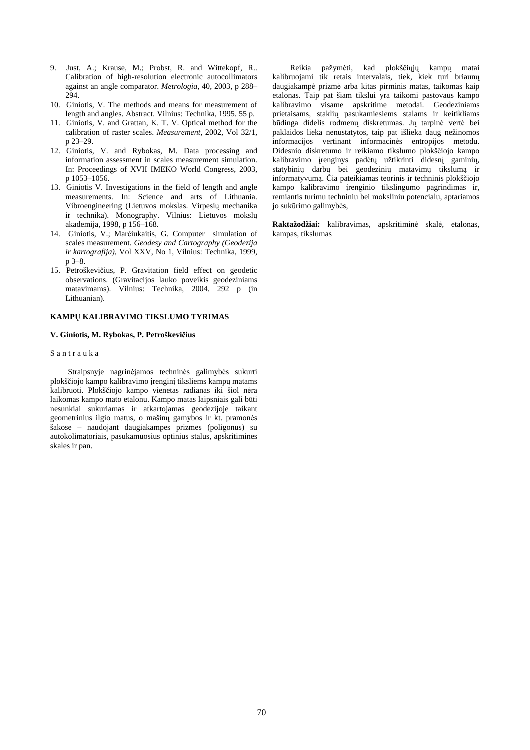9. Just, A.; Krause, M.; Probst, R. and Wittekopf, R.. Calibration of high-resolution electronic autocollimators against an angle comparator. *Metrologia*, 40, 2003, p 288–294.
10. Giniotis, V. The methods and means for measurement of length and angles. Abstract. Vilnius: Technika, 1995. 55 p.
11. Giniotis, V. and Grattan, K. T. V. Optical method for the calibration of raster scales. *Measurement*, 2002, Vol 32/1, p 23–29.
12. Giniotis, V. and Rybokas, M. Data processing and information assessment in scales measurement simulation. In: Proceedings of XVII IMEKO World Congress, 2003, p 1053–1056.
13. Giniotis V. Investigations in the field of length and angle measurements. In: Science and arts of Lithuania. Vibroengineering (Lietuvos mokslas. Virpesių mechanika ir technika). Monography. Vilnius: Lietuvos mokslų akademija, 1998, p 156–168.
14. Giniotis, V.; Marčiukaitis, G. Computer simulation of scales measurement. *Geodesy and Cartography (Geodezija ir kartografija)*, Vol XXV, No 1, Vilnius: Technika, 1999, p 3–8.
15. Petroškevičius, P. Gravitation field effect on geodetic observations. (Gravitacijos lauko poveikis geodeziniams matavimams). Vilnius: Technika, 2004. 292 p (in Lithuanian).

## KAMPŲ KALIBRAVIMO TIKSLUMO TYRIMAS

**V. Giniotis, M. Rybokas, P. Petroškevičius**

S a n t r a u k a

Straipsnyje nagrinėjamos techninės galimybės sukurti plokščiojo kampo kalibravimo įrenginį tiksliems kampų matams kalibruoti. Plokščiojo kampo vienetas radianas iki šiol nėra laikomas kampo mato etalonu. Kampo matas laipsniais gali būti nesunkiai sukuriamas ir atkartojamas geodezijoje taikant geometrinius ilgio matus, o mašinų gamybos ir kt. pramonės šakose – naudojant daugiakampes prizmes (poligonus) su autokolimatoriais, pasukamuosius optinius stalus, apskritimines skales ir pan.

Reikia pažymėti, kad plokščiųjų kampų matai kalibruojami tik retais intervalais, tiek, kiek turi briaunų daugiakampė prizmė arba kitas pirminis matas, taikomas kaip etalonas. Taip pat šiam tikslui yra taikomi pastovaus kampo kalibravimo visame apskritime metodai. Geodeziniams prietaisams, staklių pasukamiesiems stalams ir keitikliams būdinga didelis rodmenų diskretumas. Jų tarpinė vertė bei paklaidos lieka nenustatytos, taip pat išlieka daug nežinomos informacijos vertinant informacinės entropijos metodu. Didesnio diskretumo ir reikiamo tikslumo plokščiojo kampo kalibravimo įrenginys padėtų užtikrinti didesnį gaminių, statybinių darbų bei geodezinių matavimų tikslumą ir informatyvumą. Čia pateikiamas teorinis ir techninis plokščiojo kampo kalibravimo įrenginio tikslingumo pagrindimas ir, remiantis turimu techniniu bei moksliniu potencialu, aptariamos jo sukūrimo galimybės,

**Raktažodžiai:** kalibravimas, apskritiminė skalė, etalonas, kampas, tikslumas